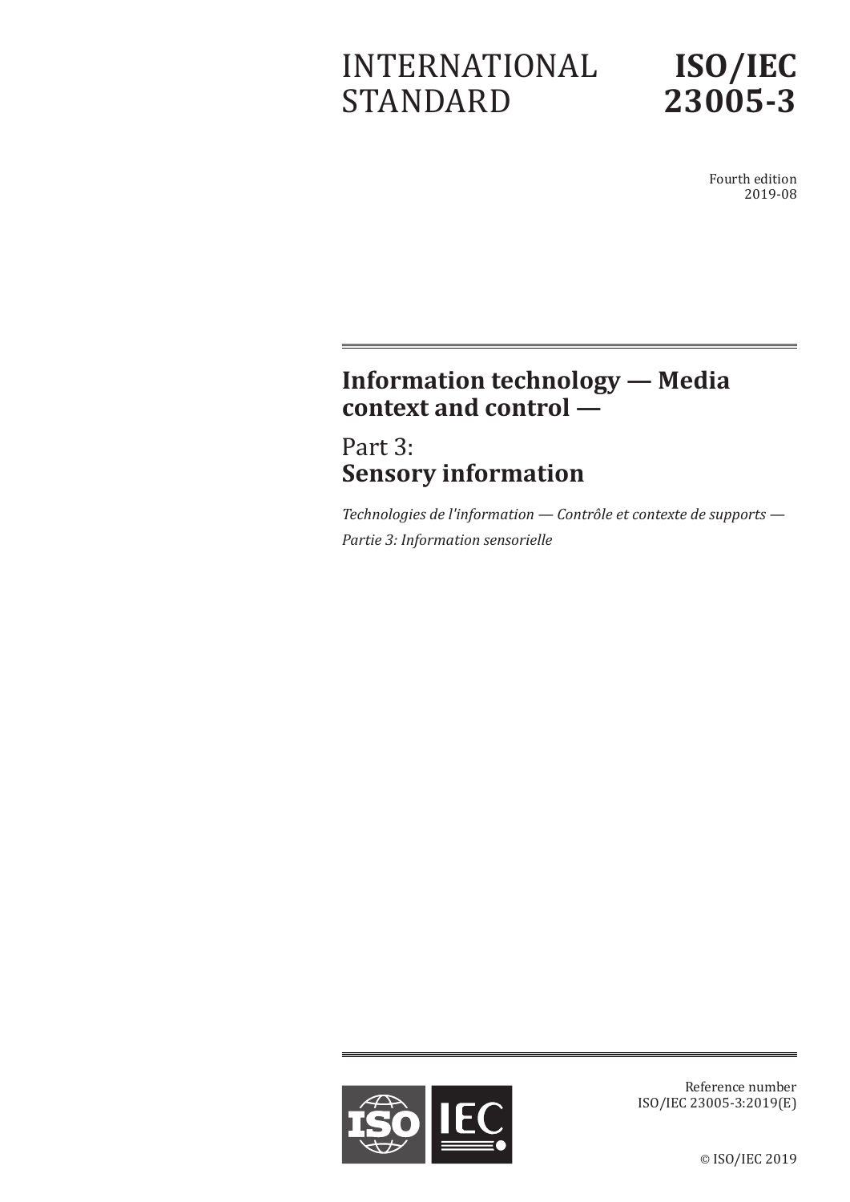# INTERNATIONAL STANDARD

# ISO/IEC 23005-3

Fourth edition
2019-08

## Information technology — Media context and control —

## Part 3: **Sensory information**

*Technologies de l'information — Contrôle et contexte de supports —*

*Partie 3: Information sensorielle*

Reference number
ISO/IEC 23005-3:2019(E)

© ISO/IEC 2019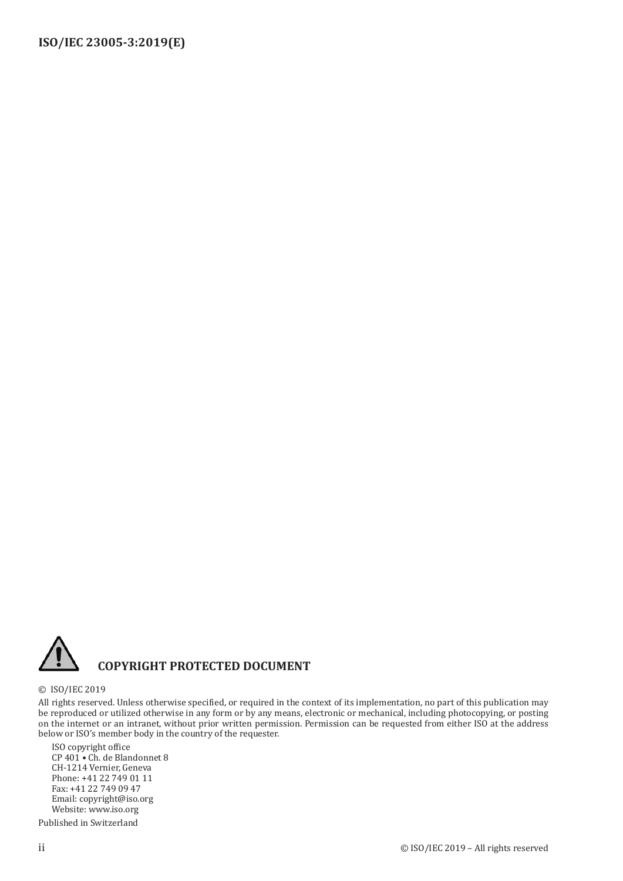**COPYRIGHT PROTECTED DOCUMENT**

© ISO/IEC 2019

All rights reserved. Unless otherwise specified, or required in the context of its implementation, no part of this publication may be reproduced or utilized otherwise in any form or by any means, electronic or mechanical, including photocopying, or posting on the internet or an intranet, without prior written permission. Permission can be requested from either ISO at the address below or ISO's member body in the country of the requester.

ISO copyright office
CP 401 • Ch. de Blandonnet 8
CH-1214 Vernier, Geneva
Phone: +41 22 749 01 11
Fax: +41 22 749 09 47
Email: copyright@iso.org
Website: www.iso.org

Published in Switzerland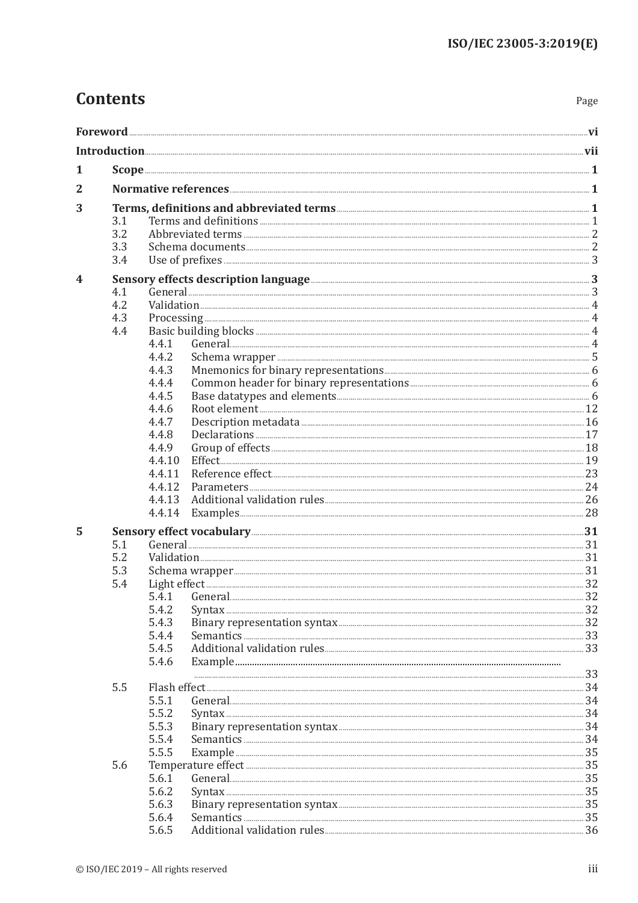# Contents

Page

**Foreword** ... **vi**

**Introduction** ... **vii**

**1 Scope** ... **1**

**2 Normative references** ... **1**

**3 Terms, definitions and abbreviated terms** ... **1**

- 3.1 Terms and definitions ... 1
- 3.2 Abbreviated terms ... 2
- 3.3 Schema documents ... 2
- 3.4 Use of prefixes ... 3

**4 Sensory effects description language** ... **3**

- 4.1 General ... 3
- 4.2 Validation ... 4
- 4.3 Processing ... 4
- 4.4 Basic building blocks ... 4
  - 4.4.1 General ... 4
  - 4.4.2 Schema wrapper ... 5
  - 4.4.3 Mnemonics for binary representations ... 6
  - 4.4.4 Common header for binary representations ... 6
  - 4.4.5 Base datatypes and elements ... 6
  - 4.4.6 Root element ... 12
  - 4.4.7 Description metadata ... 16
  - 4.4.8 Declarations ... 17
  - 4.4.9 Group of effects ... 18
  - 4.4.10 Effect ... 19
  - 4.4.11 Reference effect ... 23
  - 4.4.12 Parameters ... 24
  - 4.4.13 Additional validation rules ... 26
  - 4.4.14 Examples ... 28

**5 Sensory effect vocabulary** ... **31**

- 5.1 General ... 31
- 5.2 Validation ... 31
- 5.3 Schema wrapper ... 31
- 5.4 Light effect ... 32
  - 5.4.1 General ... 32
  - 5.4.2 Syntax ... 32
  - 5.4.3 Binary representation syntax ... 32
  - 5.4.4 Semantics ... 33
  - 5.4.5 Additional validation rules ... 33
  - 5.4.6 Example ... 33
- 5.5 Flash effect ... 34
  - 5.5.1 General ... 34
  - 5.5.2 Syntax ... 34
  - 5.5.3 Binary representation syntax ... 34
  - 5.5.4 Semantics ... 34
  - 5.5.5 Example ... 35
- 5.6 Temperature effect ... 35
  - 5.6.1 General ... 35
  - 5.6.2 Syntax ... 35
  - 5.6.3 Binary representation syntax ... 35
  - 5.6.4 Semantics ... 35
  - 5.6.5 Additional validation rules ... 36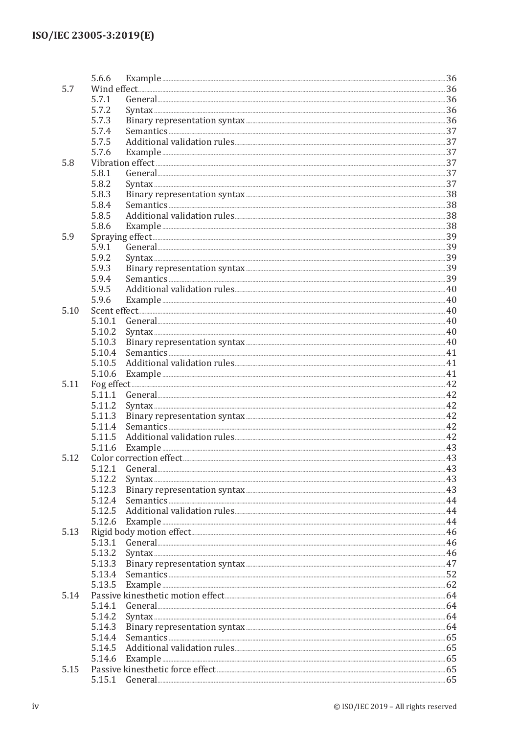5.6.6 Example ..... 36

5.7 Wind effect ..... 36

5.7.1 General ..... 36

5.7.2 Syntax ..... 36

5.7.3 Binary representation syntax ..... 36

5.7.4 Semantics ..... 37

5.7.5 Additional validation rules ..... 37

5.7.6 Example ..... 37

5.8 Vibration effect ..... 37

5.8.1 General ..... 37

5.8.2 Syntax ..... 37

5.8.3 Binary representation syntax ..... 38

5.8.4 Semantics ..... 38

5.8.5 Additional validation rules ..... 38

5.8.6 Example ..... 38

5.9 Spraying effect ..... 39

5.9.1 General ..... 39

5.9.2 Syntax ..... 39

5.9.3 Binary representation syntax ..... 39

5.9.4 Semantics ..... 39

5.9.5 Additional validation rules ..... 40

5.9.6 Example ..... 40

5.10 Scent effect ..... 40

5.10.1 General ..... 40

5.10.2 Syntax ..... 40

5.10.3 Binary representation syntax ..... 40

5.10.4 Semantics ..... 41

5.10.5 Additional validation rules ..... 41

5.10.6 Example ..... 41

5.11 Fog effect ..... 42

5.11.1 General ..... 42

5.11.2 Syntax ..... 42

5.11.3 Binary representation syntax ..... 42

5.11.4 Semantics ..... 42

5.11.5 Additional validation rules ..... 42

5.11.6 Example ..... 43

5.12 Color correction effect ..... 43

5.12.1 General ..... 43

5.12.2 Syntax ..... 43

5.12.3 Binary representation syntax ..... 43

5.12.4 Semantics ..... 44

5.12.5 Additional validation rules ..... 44

5.12.6 Example ..... 44

5.13 Rigid body motion effect ..... 46

5.13.1 General ..... 46

5.13.2 Syntax ..... 46

5.13.3 Binary representation syntax ..... 47

5.13.4 Semantics ..... 52

5.13.5 Example ..... 62

5.14 Passive kinesthetic motion effect ..... 64

5.14.1 General ..... 64

5.14.2 Syntax ..... 64

5.14.3 Binary representation syntax ..... 64

5.14.4 Semantics ..... 65

5.14.5 Additional validation rules ..... 65

5.14.6 Example ..... 65

5.15 Passive kinesthetic force effect ..... 65

5.15.1 General ..... 65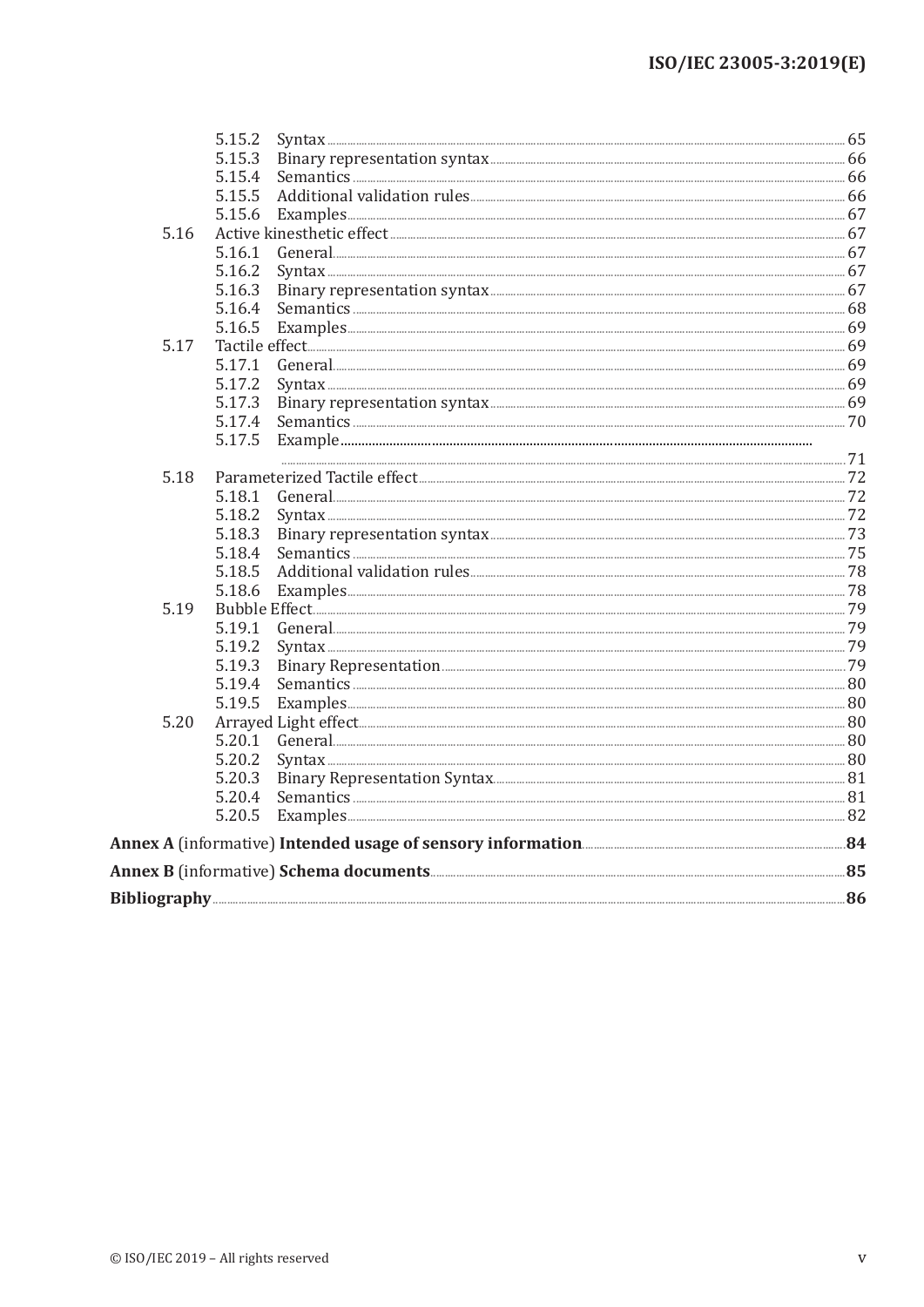- 5.15.2 Syntax ..... 65
- 5.15.3 Binary representation syntax ..... 66
- 5.15.4 Semantics ..... 66
- 5.15.5 Additional validation rules ..... 66
- 5.15.6 Examples ..... 67
- 5.16 Active kinesthetic effect ..... 67
  - 5.16.1 General ..... 67
  - 5.16.2 Syntax ..... 67
  - 5.16.3 Binary representation syntax ..... 67
  - 5.16.4 Semantics ..... 68
  - 5.16.5 Examples ..... 69
- 5.17 Tactile effect ..... 69
  - 5.17.1 General ..... 69
  - 5.17.2 Syntax ..... 69
  - 5.17.3 Binary representation syntax ..... 69
  - 5.17.4 Semantics ..... 70
  - 5.17.5 Example ..... 71
- 5.18 Parameterized Tactile effect ..... 72
  - 5.18.1 General ..... 72
  - 5.18.2 Syntax ..... 72
  - 5.18.3 Binary representation syntax ..... 73
  - 5.18.4 Semantics ..... 75
  - 5.18.5 Additional validation rules ..... 78
  - 5.18.6 Examples ..... 78
- 5.19 Bubble Effect ..... 79
  - 5.19.1 General ..... 79
  - 5.19.2 Syntax ..... 79
  - 5.19.3 Binary Representation ..... 79
  - 5.19.4 Semantics ..... 80
  - 5.19.5 Examples ..... 80
- 5.20 Arrayed Light effect ..... 80
  - 5.20.1 General ..... 80
  - 5.20.2 Syntax ..... 80
  - 5.20.3 Binary Representation Syntax ..... 81
  - 5.20.4 Semantics ..... 81
  - 5.20.5 Examples ..... 82

**Annex A** (informative) **Intended usage of sensory information** ..... **84**

**Annex B** (informative) **Schema documents** ..... **85**

**Bibliography** ..... **86**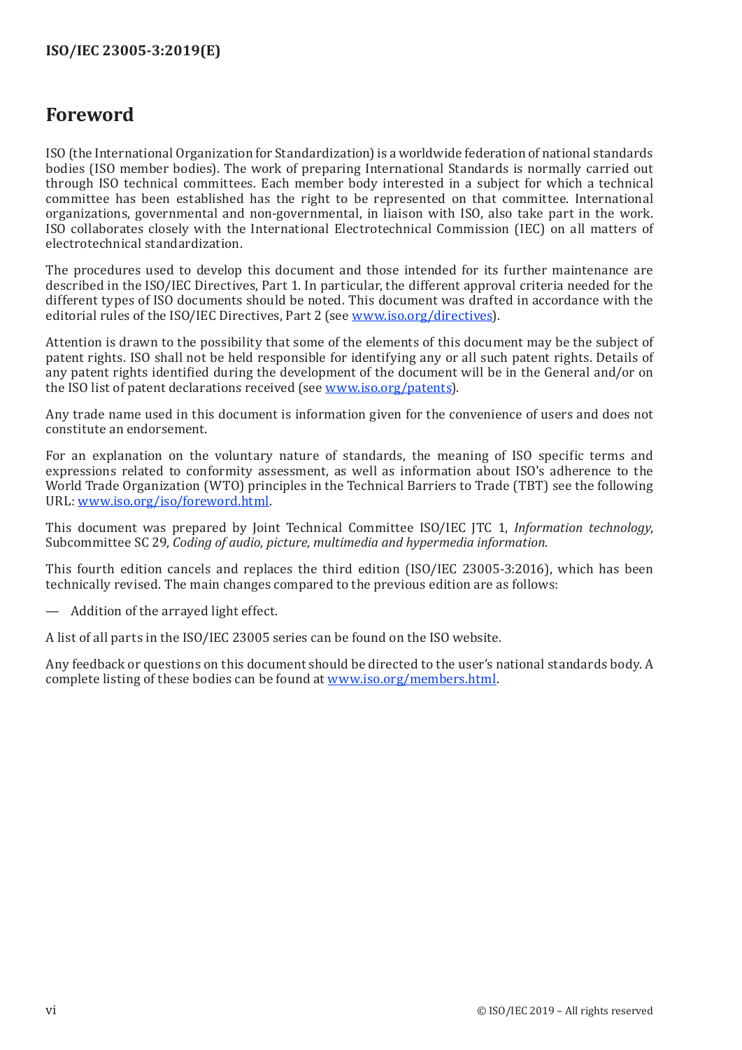# Foreword

ISO (the International Organization for Standardization) is a worldwide federation of national standards bodies (ISO member bodies). The work of preparing International Standards is normally carried out through ISO technical committees. Each member body interested in a subject for which a technical committee has been established has the right to be represented on that committee. International organizations, governmental and non-governmental, in liaison with ISO, also take part in the work. ISO collaborates closely with the International Electrotechnical Commission (IEC) on all matters of electrotechnical standardization.

The procedures used to develop this document and those intended for its further maintenance are described in the ISO/IEC Directives, Part 1. In particular, the different approval criteria needed for the different types of ISO documents should be noted. This document was drafted in accordance with the editorial rules of the ISO/IEC Directives, Part 2 (see www.iso.org/directives).

Attention is drawn to the possibility that some of the elements of this document may be the subject of patent rights. ISO shall not be held responsible for identifying any or all such patent rights. Details of any patent rights identified during the development of the document will be in the General and/or on the ISO list of patent declarations received (see www.iso.org/patents).

Any trade name used in this document is information given for the convenience of users and does not constitute an endorsement.

For an explanation on the voluntary nature of standards, the meaning of ISO specific terms and expressions related to conformity assessment, as well as information about ISO's adherence to the World Trade Organization (WTO) principles in the Technical Barriers to Trade (TBT) see the following URL: www.iso.org/iso/foreword.html.

This document was prepared by Joint Technical Committee ISO/IEC JTC 1, *Information technology*, Subcommittee SC 29, *Coding of audio, picture, multimedia and hypermedia information*.

This fourth edition cancels and replaces the third edition (ISO/IEC 23005-3:2016), which has been technically revised. The main changes compared to the previous edition are as follows:

— Addition of the arrayed light effect.

A list of all parts in the ISO/IEC 23005 series can be found on the ISO website.

Any feedback or questions on this document should be directed to the user's national standards body. A complete listing of these bodies can be found at www.iso.org/members.html.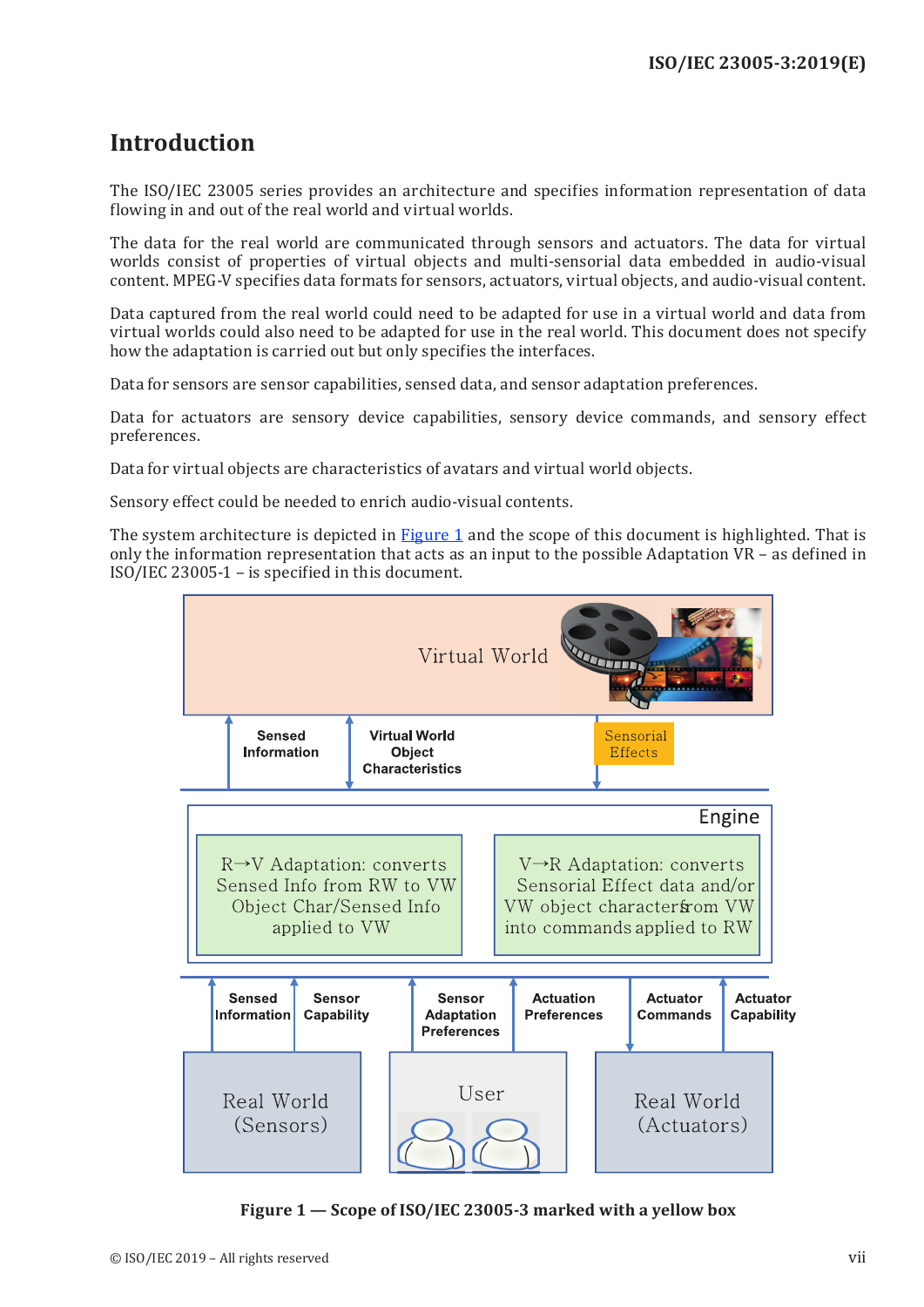# Introduction

The ISO/IEC 23005 series provides an architecture and specifies information representation of data flowing in and out of the real world and virtual worlds.

The data for the real world are communicated through sensors and actuators. The data for virtual worlds consist of properties of virtual objects and multi-sensorial data embedded in audio-visual content. MPEG-V specifies data formats for sensors, actuators, virtual objects, and audio-visual content.

Data captured from the real world could need to be adapted for use in a virtual world and data from virtual worlds could also need to be adapted for use in the real world. This document does not specify how the adaptation is carried out but only specifies the interfaces.

Data for sensors are sensor capabilities, sensed data, and sensor adaptation preferences.

Data for actuators are sensory device capabilities, sensory device commands, and sensory effect preferences.

Data for virtual objects are characteristics of avatars and virtual world objects.

Sensory effect could be needed to enrich audio-visual contents.

The system architecture is depicted in Figure 1 and the scope of this document is highlighted. That is only the information representation that acts as an input to the possible Adaptation VR – as defined in ISO/IEC 23005-1 – is specified in this document.

Virtual World

Sensed Information | Virtual World Object Characteristics | Sensorial Effects

Engine

R→V Adaptation: converts Sensed Info from RW to VW Object Char/Sensed Info applied to VW

V→R Adaptation: converts Sensorial Effect data and/or VW object characters from VW into commands applied to RW

Sensed Information | Sensor Capability | Sensor Adaptation Preferences | Actuation Preferences | Actuator Commands | Actuator Capability

Real World (Sensors) | User | Real World (Actuators)

**Figure 1 — Scope of ISO/IEC 23005-3 marked with a yellow box**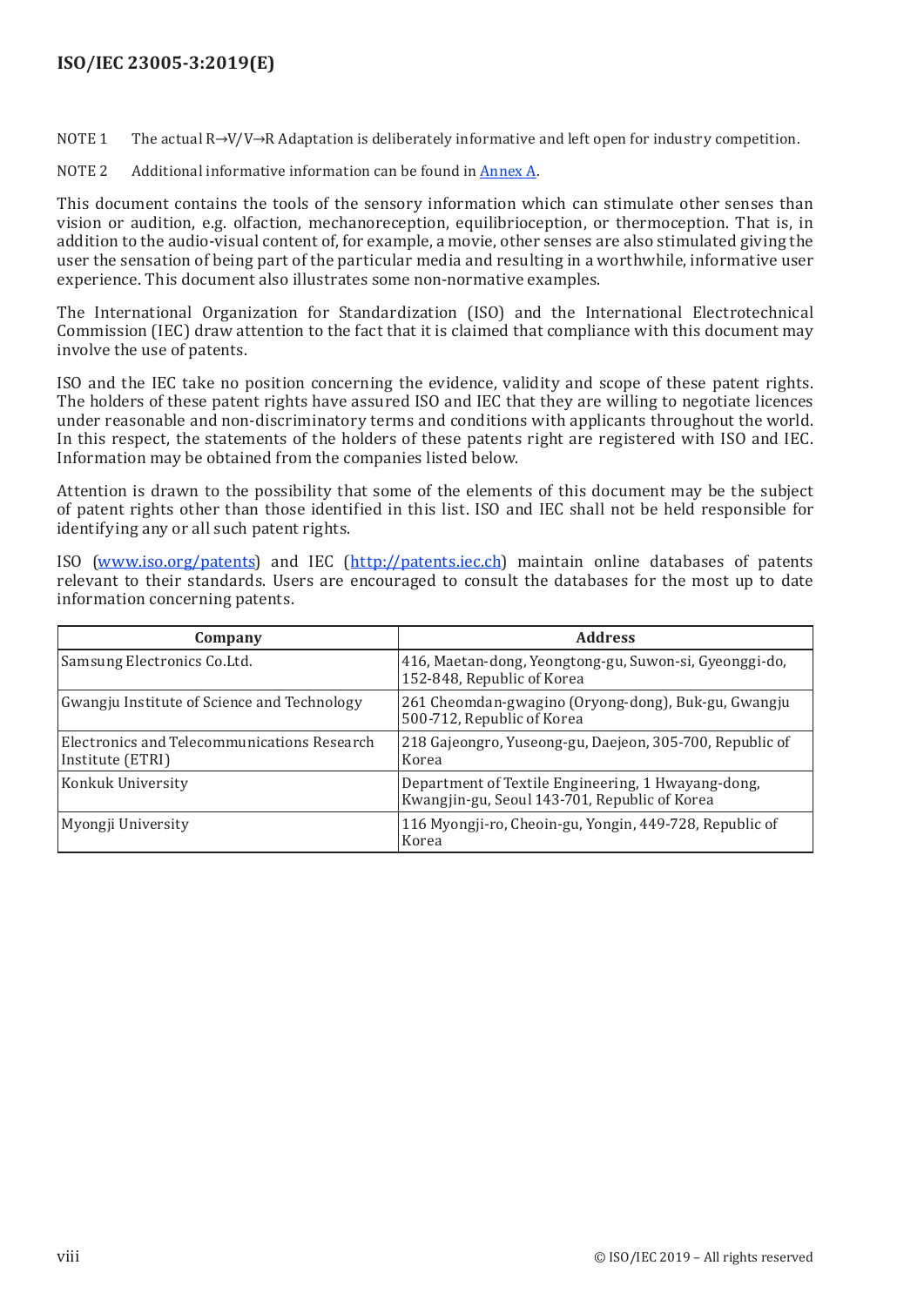NOTE 1 The actual R→V/V→R Adaptation is deliberately informative and left open for industry competition.

NOTE 2 Additional informative information can be found in Annex A.

This document contains the tools of the sensory information which can stimulate other senses than vision or audition, e.g. olfaction, mechanoreception, equilibrioception, or thermoception. That is, in addition to the audio-visual content of, for example, a movie, other senses are also stimulated giving the user the sensation of being part of the particular media and resulting in a worthwhile, informative user experience. This document also illustrates some non-normative examples.

The International Organization for Standardization (ISO) and the International Electrotechnical Commission (IEC) draw attention to the fact that it is claimed that compliance with this document may involve the use of patents.

ISO and the IEC take no position concerning the evidence, validity and scope of these patent rights. The holders of these patent rights have assured ISO and IEC that they are willing to negotiate licences under reasonable and non-discriminatory terms and conditions with applicants throughout the world. In this respect, the statements of the holders of these patents right are registered with ISO and IEC. Information may be obtained from the companies listed below.

Attention is drawn to the possibility that some of the elements of this document may be the subject of patent rights other than those identified in this list. ISO and IEC shall not be held responsible for identifying any or all such patent rights.

ISO (www.iso.org/patents) and IEC (http://patents.iec.ch) maintain online databases of patents relevant to their standards. Users are encouraged to consult the databases for the most up to date information concerning patents.

| Company | Address |
|---|---|
| Samsung Electronics Co.Ltd. | 416, Maetan-dong, Yeongtong-gu, Suwon-si, Gyeonggi-do, 152-848, Republic of Korea |
| Gwangju Institute of Science and Technology | 261 Cheomdan-gwagino (Oryong-dong), Buk-gu, Gwangju 500-712, Republic of Korea |
| Electronics and Telecommunications Research Institute (ETRI) | 218 Gajeongro, Yuseong-gu, Daejeon, 305-700, Republic of Korea |
| Konkuk University | Department of Textile Engineering, 1 Hwayang-dong, Kwangjin-gu, Seoul 143-701, Republic of Korea |
| Myongji University | 116 Myongji-ro, Cheoin-gu, Yongin, 449-728, Republic of Korea |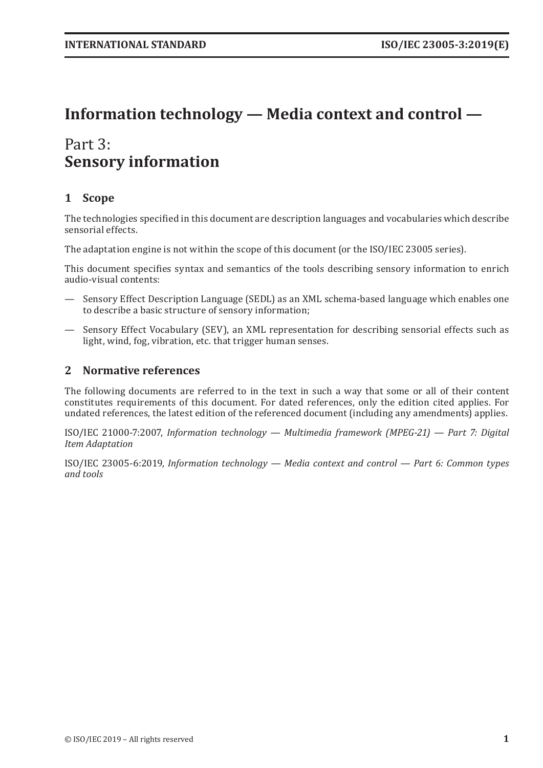# Information technology — Media context and control —

## Part 3: **Sensory information**

## 1 Scope

The technologies specified in this document are description languages and vocabularies which describe sensorial effects.

The adaptation engine is not within the scope of this document (or the ISO/IEC 23005 series).

This document specifies syntax and semantics of the tools describing sensory information to enrich audio-visual contents:

— Sensory Effect Description Language (SEDL) as an XML schema-based language which enables one to describe a basic structure of sensory information;

— Sensory Effect Vocabulary (SEV), an XML representation for describing sensorial effects such as light, wind, fog, vibration, etc. that trigger human senses.

## 2 Normative references

The following documents are referred to in the text in such a way that some or all of their content constitutes requirements of this document. For dated references, only the edition cited applies. For undated references, the latest edition of the referenced document (including any amendments) applies.

ISO/IEC 21000-7:2007, *Information technology — Multimedia framework (MPEG-21) — Part 7: Digital Item Adaptation*

ISO/IEC 23005-6:2019, *Information technology — Media context and control — Part 6: Common types and tools*